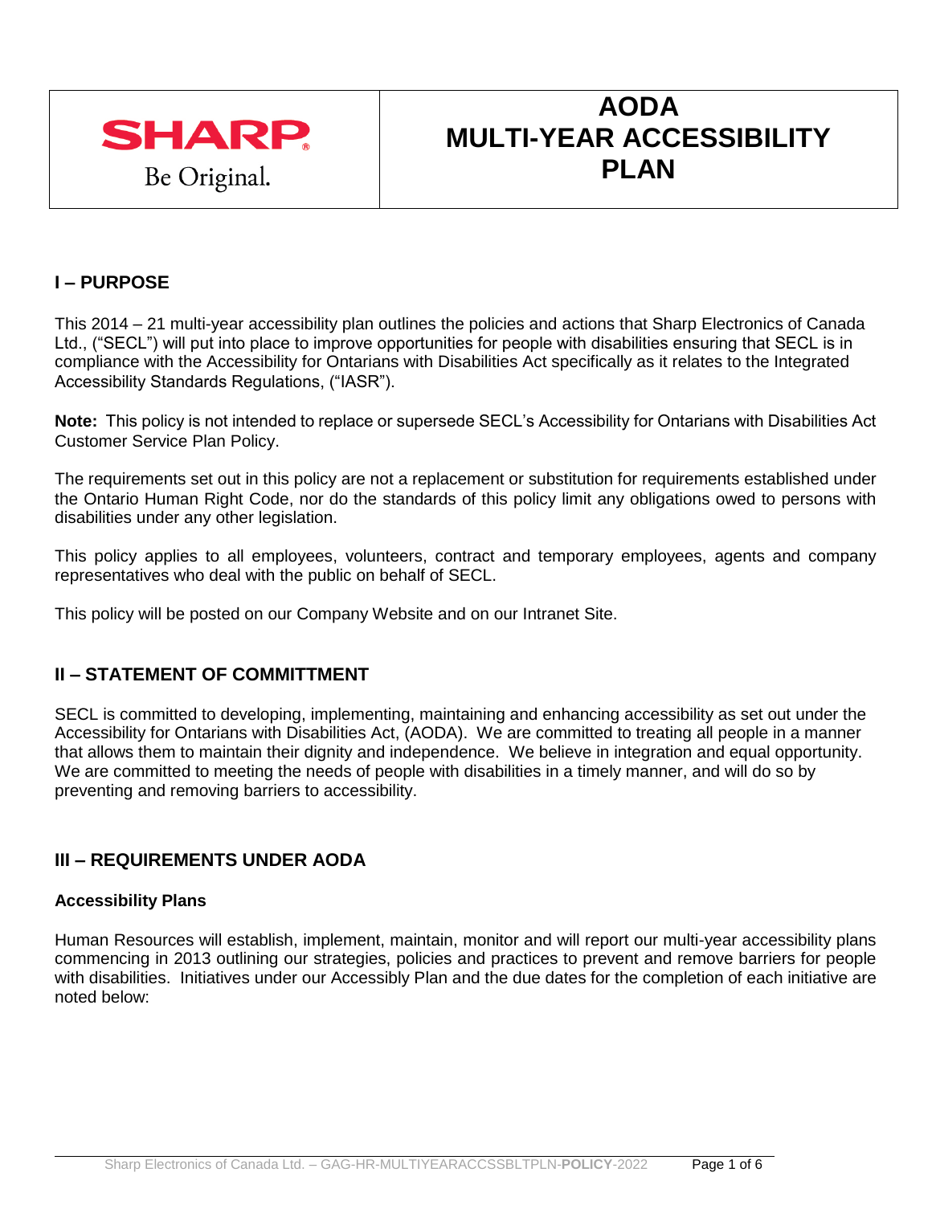SHARP

Be Original.

# AODA MULTI-YEAR ACCESSIBILITY PLAN

## I – PURPOSE

This 2014 – 21 multi-year accessibility plan outlines the policies and actions that Sharp Electronics of Canada Ltd., ("SECL") will put into place to improve opportunities for people with disabilities ensuring that SECL is in compliance with the Accessibility for Ontarians with Disabilities Act specifically as it relates to the Integrated Accessibility Standards Regulations, ("IASR").

**Note:** This policy is not intended to replace or supersede SECL's Accessibility for Ontarians with Disabilities Act Customer Service Plan Policy.

The requirements set out in this policy are not a replacement or substitution for requirements established under the Ontario Human Right Code, nor do the standards of this policy limit any obligations owed to persons with disabilities under any other legislation.

This policy applies to all employees, volunteers, contract and temporary employees, agents and company representatives who deal with the public on behalf of SECL.

This policy will be posted on our Company Website and on our Intranet Site.

## II – STATEMENT OF COMMITTMENT

SECL is committed to developing, implementing, maintaining and enhancing accessibility as set out under the Accessibility for Ontarians with Disabilities Act, (AODA). We are committed to treating all people in a manner that allows them to maintain their dignity and independence. We believe in integration and equal opportunity. We are committed to meeting the needs of people with disabilities in a timely manner, and will do so by preventing and removing barriers to accessibility.

## III – REQUIREMENTS UNDER AODA

### Accessibility Plans

Human Resources will establish, implement, maintain, monitor and will report our multi-year accessibility plans commencing in 2013 outlining our strategies, policies and practices to prevent and remove barriers for people with disabilities. Initiatives under our Accessibly Plan and the due dates for the completion of each initiative are noted below: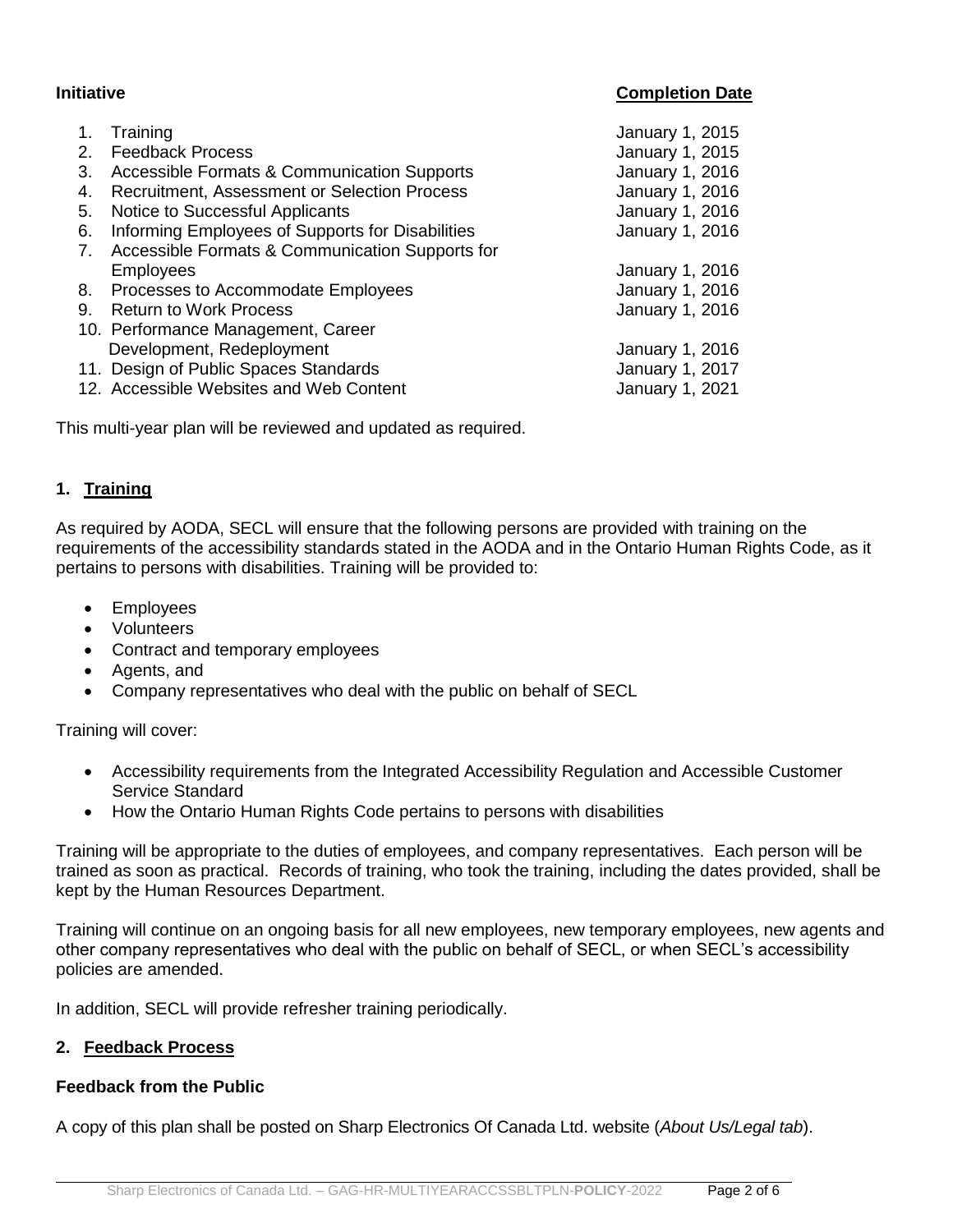| Initiative | Completion Date |
|---|---|
| 1. Training | January 1, 2015 |
| 2. Feedback Process | January 1, 2015 |
| 3. Accessible Formats & Communication Supports | January 1, 2016 |
| 4. Recruitment, Assessment or Selection Process | January 1, 2016 |
| 5. Notice to Successful Applicants | January 1, 2016 |
| 6. Informing Employees of Supports for Disabilities | January 1, 2016 |
| 7. Accessible Formats & Communication Supports for Employees | January 1, 2016 |
| 8. Processes to Accommodate Employees | January 1, 2016 |
| 9. Return to Work Process | January 1, 2016 |
| 10. Performance Management, Career Development, Redeployment | January 1, 2016 |
| 11. Design of Public Spaces Standards | January 1, 2017 |
| 12. Accessible Websites and Web Content | January 1, 2021 |

This multi-year plan will be reviewed and updated as required.

## 1. Training

As required by AODA, SECL will ensure that the following persons are provided with training on the requirements of the accessibility standards stated in the AODA and in the Ontario Human Rights Code, as it pertains to persons with disabilities. Training will be provided to:

- Employees
- Volunteers
- Contract and temporary employees
- Agents, and
- Company representatives who deal with the public on behalf of SECL

Training will cover:

- Accessibility requirements from the Integrated Accessibility Regulation and Accessible Customer Service Standard
- How the Ontario Human Rights Code pertains to persons with disabilities

Training will be appropriate to the duties of employees, and company representatives. Each person will be trained as soon as practical. Records of training, who took the training, including the dates provided, shall be kept by the Human Resources Department.

Training will continue on an ongoing basis for all new employees, new temporary employees, new agents and other company representatives who deal with the public on behalf of SECL, or when SECL's accessibility policies are amended.

In addition, SECL will provide refresher training periodically.

## 2. Feedback Process

### Feedback from the Public

A copy of this plan shall be posted on Sharp Electronics Of Canada Ltd. website (*About Us/Legal tab*).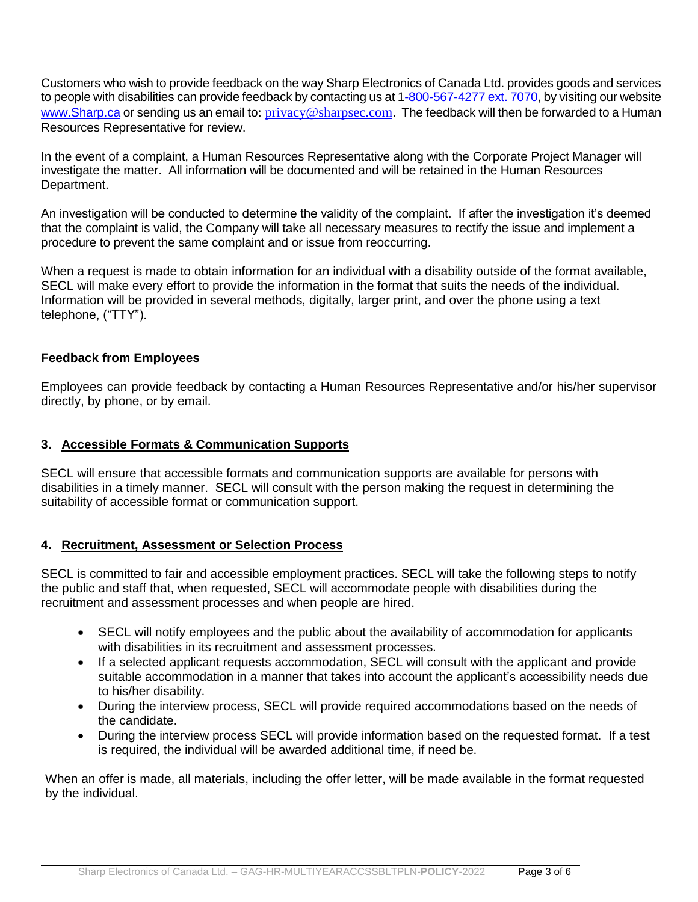Customers who wish to provide feedback on the way Sharp Electronics of Canada Ltd. provides goods and services to people with disabilities can provide feedback by contacting us at 1-800-567-4277 ext. 7070, by visiting our website www.Sharp.ca or sending us an email to: privacy@sharpsec.com. The feedback will then be forwarded to a Human Resources Representative for review.

In the event of a complaint, a Human Resources Representative along with the Corporate Project Manager will investigate the matter. All information will be documented and will be retained in the Human Resources Department.

An investigation will be conducted to determine the validity of the complaint. If after the investigation it's deemed that the complaint is valid, the Company will take all necessary measures to rectify the issue and implement a procedure to prevent the same complaint and or issue from reoccurring.

When a request is made to obtain information for an individual with a disability outside of the format available, SECL will make every effort to provide the information in the format that suits the needs of the individual. Information will be provided in several methods, digitally, larger print, and over the phone using a text telephone, ("TTY").

**Feedback from Employees**

Employees can provide feedback by contacting a Human Resources Representative and/or his/her supervisor directly, by phone, or by email.

## 3. Accessible Formats & Communication Supports

SECL will ensure that accessible formats and communication supports are available for persons with disabilities in a timely manner. SECL will consult with the person making the request in determining the suitability of accessible format or communication support.

## 4. Recruitment, Assessment or Selection Process

SECL is committed to fair and accessible employment practices. SECL will take the following steps to notify the public and staff that, when requested, SECL will accommodate people with disabilities during the recruitment and assessment processes and when people are hired.

- SECL will notify employees and the public about the availability of accommodation for applicants with disabilities in its recruitment and assessment processes.
- If a selected applicant requests accommodation, SECL will consult with the applicant and provide suitable accommodation in a manner that takes into account the applicant's accessibility needs due to his/her disability.
- During the interview process, SECL will provide required accommodations based on the needs of the candidate.
- During the interview process SECL will provide information based on the requested format. If a test is required, the individual will be awarded additional time, if need be.

When an offer is made, all materials, including the offer letter, will be made available in the format requested by the individual.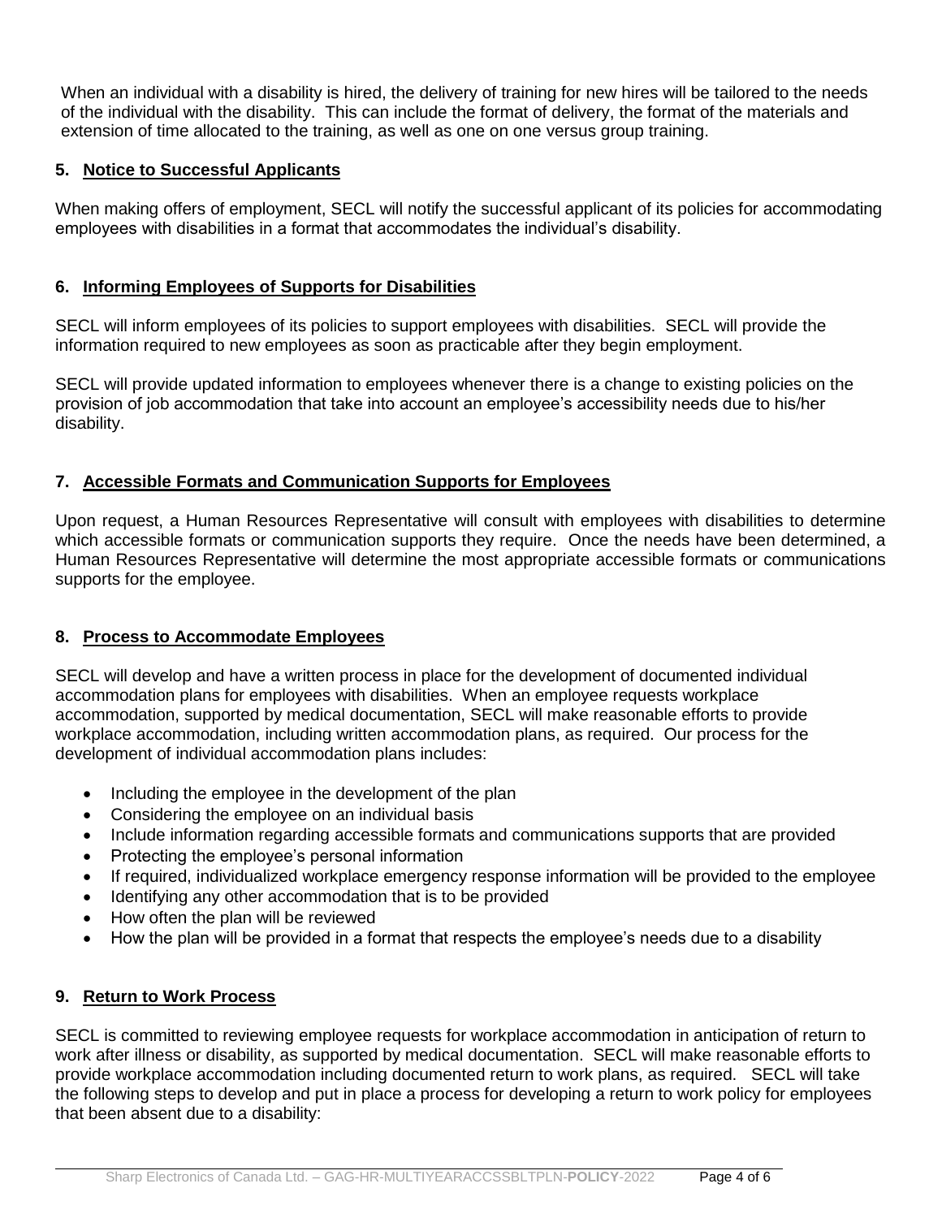When an individual with a disability is hired, the delivery of training for new hires will be tailored to the needs of the individual with the disability. This can include the format of delivery, the format of the materials and extension of time allocated to the training, as well as one on one versus group training.

## 5. Notice to Successful Applicants

When making offers of employment, SECL will notify the successful applicant of its policies for accommodating employees with disabilities in a format that accommodates the individual's disability.

## 6. Informing Employees of Supports for Disabilities

SECL will inform employees of its policies to support employees with disabilities. SECL will provide the information required to new employees as soon as practicable after they begin employment.

SECL will provide updated information to employees whenever there is a change to existing policies on the provision of job accommodation that take into account an employee's accessibility needs due to his/her disability.

## 7. Accessible Formats and Communication Supports for Employees

Upon request, a Human Resources Representative will consult with employees with disabilities to determine which accessible formats or communication supports they require. Once the needs have been determined, a Human Resources Representative will determine the most appropriate accessible formats or communications supports for the employee.

## 8. Process to Accommodate Employees

SECL will develop and have a written process in place for the development of documented individual accommodation plans for employees with disabilities. When an employee requests workplace accommodation, supported by medical documentation, SECL will make reasonable efforts to provide workplace accommodation, including written accommodation plans, as required. Our process for the development of individual accommodation plans includes:

- Including the employee in the development of the plan
- Considering the employee on an individual basis
- Include information regarding accessible formats and communications supports that are provided
- Protecting the employee's personal information
- If required, individualized workplace emergency response information will be provided to the employee
- Identifying any other accommodation that is to be provided
- How often the plan will be reviewed
- How the plan will be provided in a format that respects the employee's needs due to a disability

## 9. Return to Work Process

SECL is committed to reviewing employee requests for workplace accommodation in anticipation of return to work after illness or disability, as supported by medical documentation. SECL will make reasonable efforts to provide workplace accommodation including documented return to work plans, as required. SECL will take the following steps to develop and put in place a process for developing a return to work policy for employees that been absent due to a disability: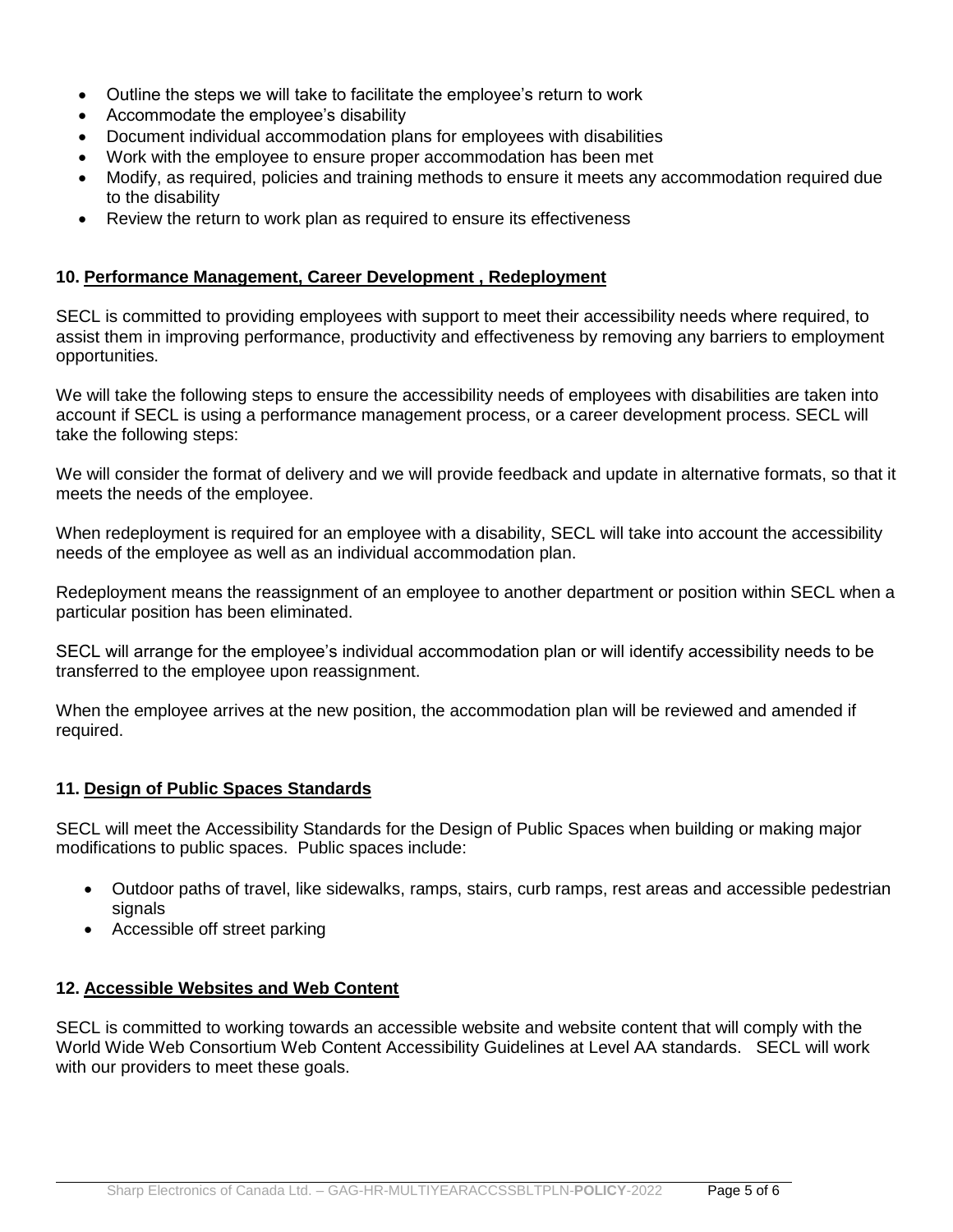- Outline the steps we will take to facilitate the employee's return to work
- Accommodate the employee's disability
- Document individual accommodation plans for employees with disabilities
- Work with the employee to ensure proper accommodation has been met
- Modify, as required, policies and training methods to ensure it meets any accommodation required due to the disability
- Review the return to work plan as required to ensure its effectiveness

### 10. Performance Management, Career Development , Redeployment

SECL is committed to providing employees with support to meet their accessibility needs where required, to assist them in improving performance, productivity and effectiveness by removing any barriers to employment opportunities.

We will take the following steps to ensure the accessibility needs of employees with disabilities are taken into account if SECL is using a performance management process, or a career development process. SECL will take the following steps:

We will consider the format of delivery and we will provide feedback and update in alternative formats, so that it meets the needs of the employee.

When redeployment is required for an employee with a disability, SECL will take into account the accessibility needs of the employee as well as an individual accommodation plan.

Redeployment means the reassignment of an employee to another department or position within SECL when a particular position has been eliminated.

SECL will arrange for the employee's individual accommodation plan or will identify accessibility needs to be transferred to the employee upon reassignment.

When the employee arrives at the new position, the accommodation plan will be reviewed and amended if required.

### 11. Design of Public Spaces Standards

SECL will meet the Accessibility Standards for the Design of Public Spaces when building or making major modifications to public spaces. Public spaces include:

- Outdoor paths of travel, like sidewalks, ramps, stairs, curb ramps, rest areas and accessible pedestrian signals
- Accessible off street parking

### 12. Accessible Websites and Web Content

SECL is committed to working towards an accessible website and website content that will comply with the World Wide Web Consortium Web Content Accessibility Guidelines at Level AA standards. SECL will work with our providers to meet these goals.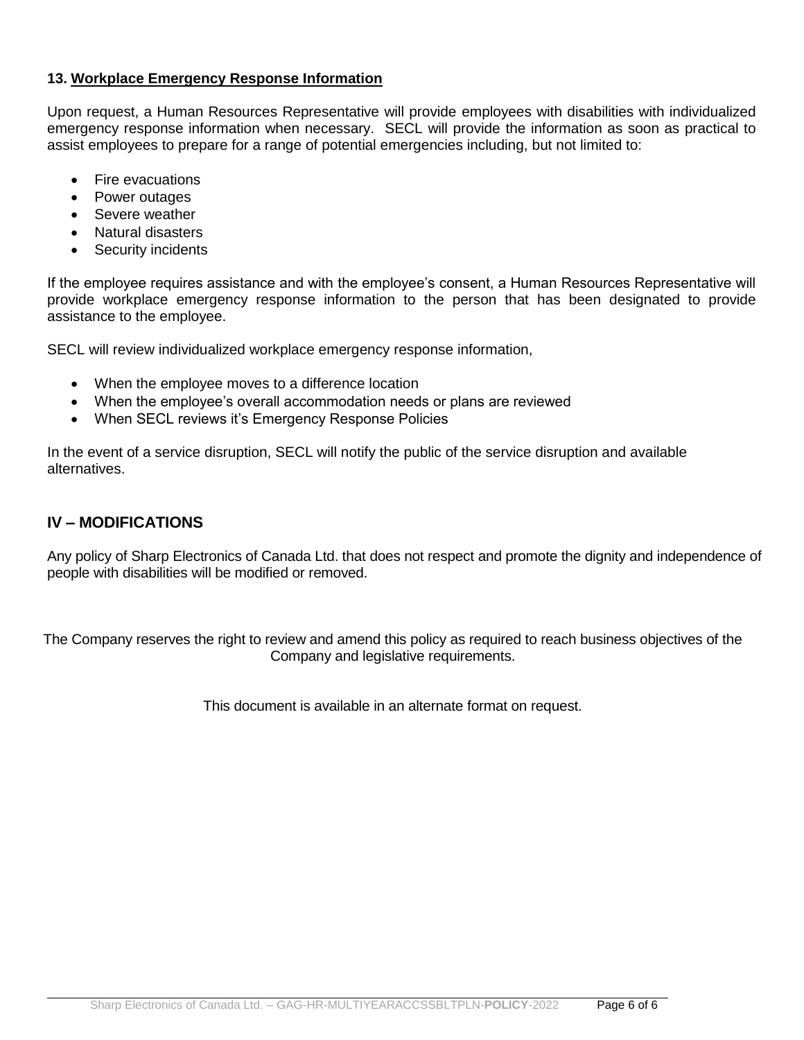### 13. Workplace Emergency Response Information

Upon request, a Human Resources Representative will provide employees with disabilities with individualized emergency response information when necessary. SECL will provide the information as soon as practical to assist employees to prepare for a range of potential emergencies including, but not limited to:

- Fire evacuations
- Power outages
- Severe weather
- Natural disasters
- Security incidents

If the employee requires assistance and with the employee's consent, a Human Resources Representative will provide workplace emergency response information to the person that has been designated to provide assistance to the employee.

SECL will review individualized workplace emergency response information,

- When the employee moves to a difference location
- When the employee's overall accommodation needs or plans are reviewed
- When SECL reviews it's Emergency Response Policies

In the event of a service disruption, SECL will notify the public of the service disruption and available alternatives.

## IV – MODIFICATIONS

Any policy of Sharp Electronics of Canada Ltd. that does not respect and promote the dignity and independence of people with disabilities will be modified or removed.

The Company reserves the right to review and amend this policy as required to reach business objectives of the Company and legislative requirements.

This document is available in an alternate format on request.